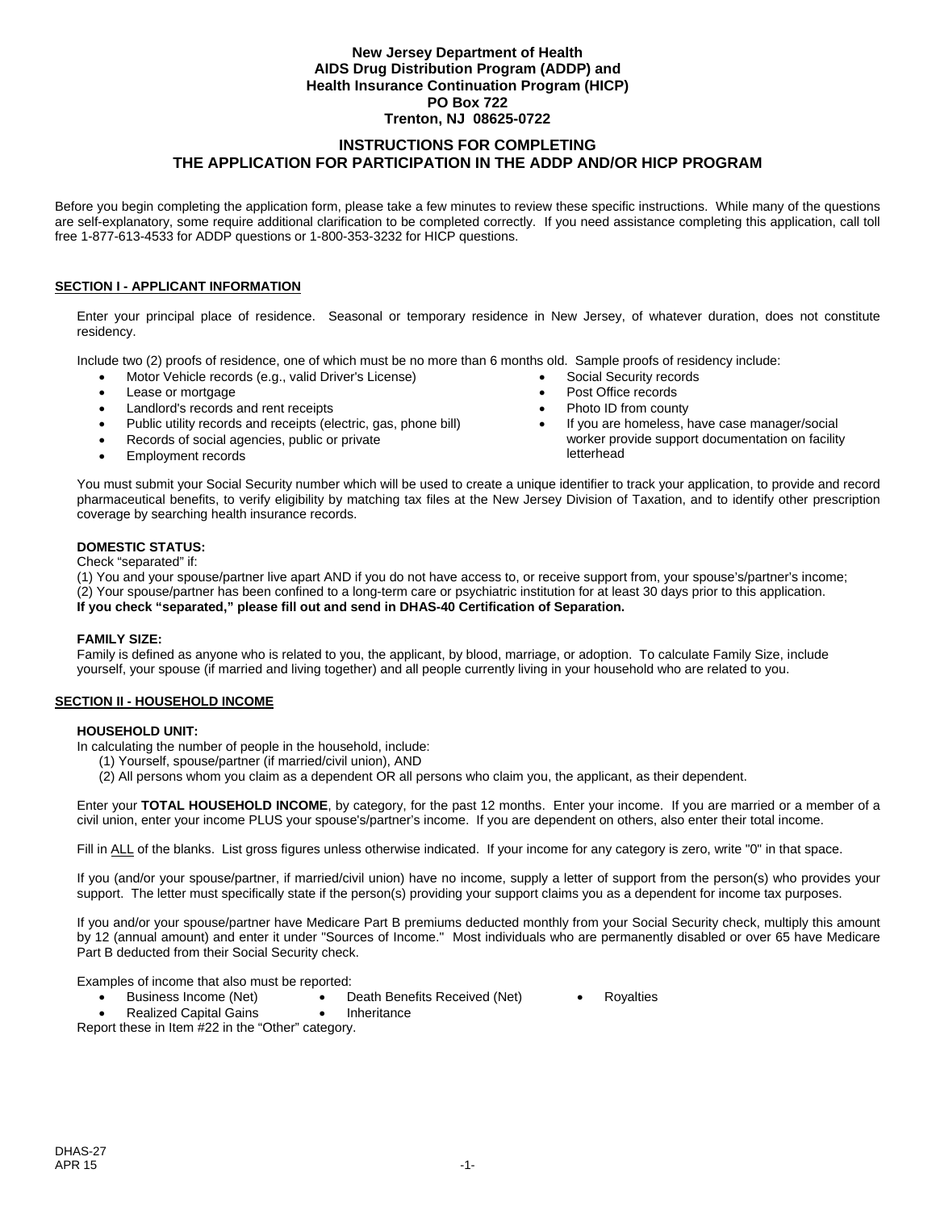**New Jersey Department of Health**
**AIDS Drug Distribution Program (ADDP) and**
**Health Insurance Continuation Program (HICP)**
**PO Box 722**
**Trenton, NJ 08625-0722**

# INSTRUCTIONS FOR COMPLETING THE APPLICATION FOR PARTICIPATION IN THE ADDP AND/OR HICP PROGRAM

Before you begin completing the application form, please take a few minutes to review these specific instructions. While many of the questions are self-explanatory, some require additional clarification to be completed correctly. If you need assistance completing this application, call toll free 1-877-613-4533 for ADDP questions or 1-800-353-3232 for HICP questions.

## SECTION I - APPLICANT INFORMATION

Enter your principal place of residence. Seasonal or temporary residence in New Jersey, of whatever duration, does not constitute residency.

Include two (2) proofs of residence, one of which must be no more than 6 months old. Sample proofs of residency include:

- Motor Vehicle records (e.g., valid Driver's License)
- Lease or mortgage
- Landlord's records and rent receipts
- Public utility records and receipts (electric, gas, phone bill)
- Records of social agencies, public or private
- Employment records
- Social Security records
- Post Office records
- Photo ID from county
- If you are homeless, have case manager/social worker provide support documentation on facility letterhead

You must submit your Social Security number which will be used to create a unique identifier to track your application, to provide and record pharmaceutical benefits, to verify eligibility by matching tax files at the New Jersey Division of Taxation, and to identify other prescription coverage by searching health insurance records.

### DOMESTIC STATUS:

Check "separated" if:
(1) You and your spouse/partner live apart AND if you do not have access to, or receive support from, your spouse's/partner's income;
(2) Your spouse/partner has been confined to a long-term care or psychiatric institution for at least 30 days prior to this application.
**If you check "separated," please fill out and send in DHAS-40 Certification of Separation.**

### FAMILY SIZE:

Family is defined as anyone who is related to you, the applicant, by blood, marriage, or adoption. To calculate Family Size, include yourself, your spouse (if married and living together) and all people currently living in your household who are related to you.

## SECTION II - HOUSEHOLD INCOME

### HOUSEHOLD UNIT:

In calculating the number of people in the household, include:
(1) Yourself, spouse/partner (if married/civil union), AND
(2) All persons whom you claim as a dependent OR all persons who claim you, the applicant, as their dependent.

Enter your **TOTAL HOUSEHOLD INCOME**, by category, for the past 12 months. Enter your income. If you are married or a member of a civil union, enter your income PLUS your spouse's/partner's income. If you are dependent on others, also enter their total income.

Fill in ALL of the blanks. List gross figures unless otherwise indicated. If your income for any category is zero, write "0" in that space.

If you (and/or your spouse/partner, if married/civil union) have no income, supply a letter of support from the person(s) who provides your support. The letter must specifically state if the person(s) providing your support claims you as a dependent for income tax purposes.

If you and/or your spouse/partner have Medicare Part B premiums deducted monthly from your Social Security check, multiply this amount by 12 (annual amount) and enter it under "Sources of Income." Most individuals who are permanently disabled or over 65 have Medicare Part B deducted from their Social Security check.

Examples of income that also must be reported:

- Business Income (Net)
- Realized Capital Gains
- Death Benefits Received (Net)
- Inheritance
- Royalties

Report these in Item #22 in the "Other" category.

DHAS-27
APR 15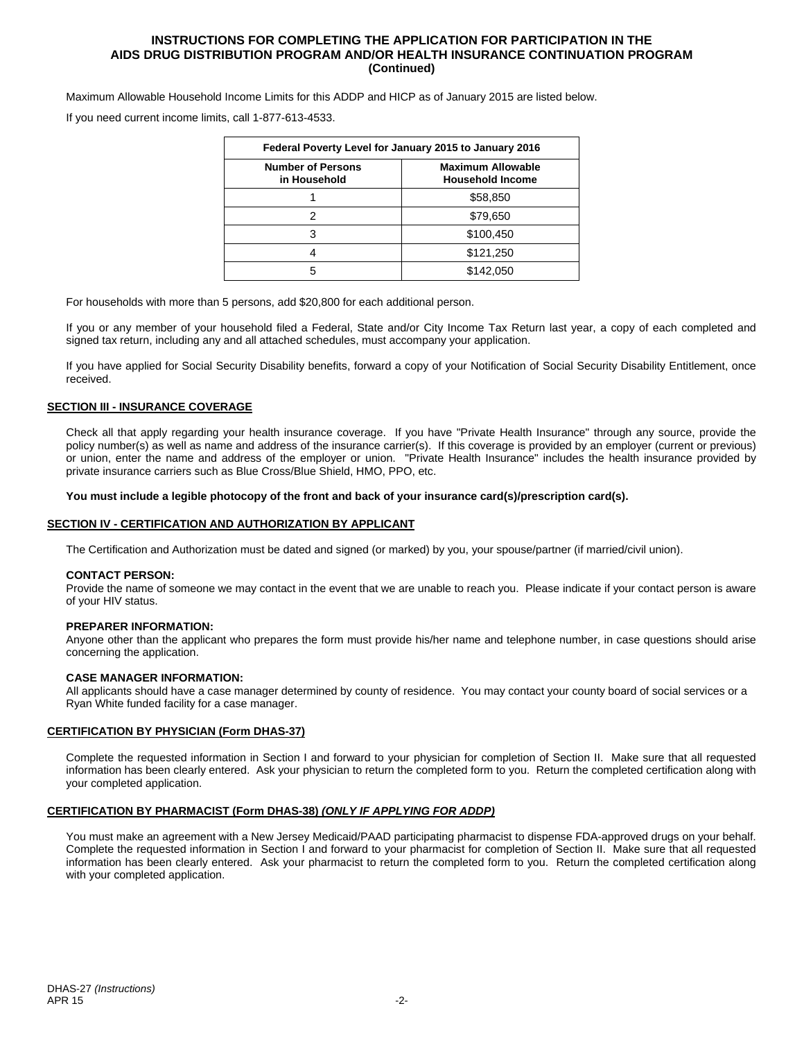# INSTRUCTIONS FOR COMPLETING THE APPLICATION FOR PARTICIPATION IN THE AIDS DRUG DISTRIBUTION PROGRAM AND/OR HEALTH INSURANCE CONTINUATION PROGRAM (Continued)

Maximum Allowable Household Income Limits for this ADDP and HICP as of January 2015 are listed below.

If you need current income limits, call 1-877-613-4533.

| Federal Poverty Level for January 2015 to January 2016 | |
|---|---|
| **Number of Persons in Household** | **Maximum Allowable Household Income** |
| 1 | $58,850 |
| 2 | $79,650 |
| 3 | $100,450 |
| 4 | $121,250 |
| 5 | $142,050 |

For households with more than 5 persons, add $20,800 for each additional person.

If you or any member of your household filed a Federal, State and/or City Income Tax Return last year, a copy of each completed and signed tax return, including any and all attached schedules, must accompany your application.

If you have applied for Social Security Disability benefits, forward a copy of your Notification of Social Security Disability Entitlement, once received.

## SECTION III - INSURANCE COVERAGE

Check all that apply regarding your health insurance coverage. If you have "Private Health Insurance" through any source, provide the policy number(s) as well as name and address of the insurance carrier(s). If this coverage is provided by an employer (current or previous) or union, enter the name and address of the employer or union. "Private Health Insurance" includes the health insurance provided by private insurance carriers such as Blue Cross/Blue Shield, HMO, PPO, etc.

**You must include a legible photocopy of the front and back of your insurance card(s)/prescription card(s).**

## SECTION IV - CERTIFICATION AND AUTHORIZATION BY APPLICANT

The Certification and Authorization must be dated and signed (or marked) by you, your spouse/partner (if married/civil union).

**CONTACT PERSON:**
Provide the name of someone we may contact in the event that we are unable to reach you. Please indicate if your contact person is aware of your HIV status.

**PREPARER INFORMATION:**
Anyone other than the applicant who prepares the form must provide his/her name and telephone number, in case questions should arise concerning the application.

**CASE MANAGER INFORMATION:**
All applicants should have a case manager determined by county of residence. You may contact your county board of social services or a Ryan White funded facility for a case manager.

## CERTIFICATION BY PHYSICIAN (Form DHAS-37)

Complete the requested information in Section I and forward to your physician for completion of Section II. Make sure that all requested information has been clearly entered. Ask your physician to return the completed form to you. Return the completed certification along with your completed application.

## CERTIFICATION BY PHARMACIST (Form DHAS-38) *(ONLY IF APPLYING FOR ADDP)*

You must make an agreement with a New Jersey Medicaid/PAAD participating pharmacist to dispense FDA-approved drugs on your behalf. Complete the requested information in Section I and forward to your pharmacist for completion of Section II. Make sure that all requested information has been clearly entered. Ask your pharmacist to return the completed form to you. Return the completed certification along with your completed application.

DHAS-27 *(Instructions)*
APR 15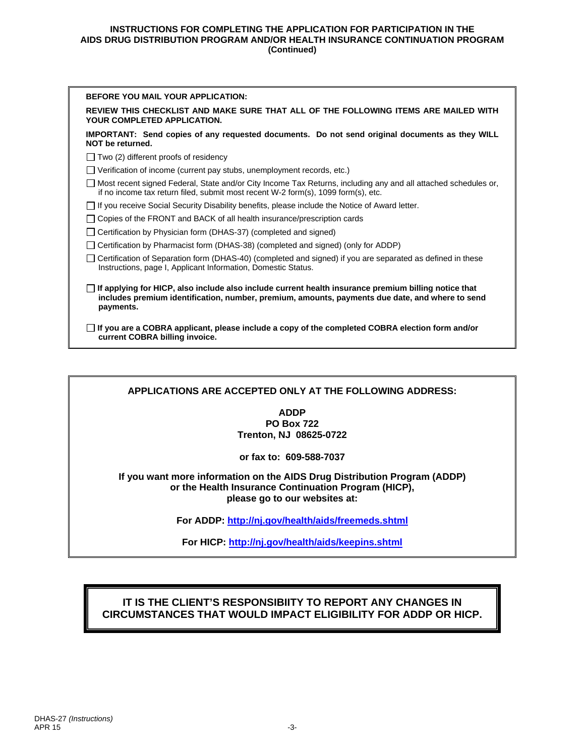## INSTRUCTIONS FOR COMPLETING THE APPLICATION FOR PARTICIPATION IN THE AIDS DRUG DISTRIBUTION PROGRAM AND/OR HEALTH INSURANCE CONTINUATION PROGRAM (Continued)

**BEFORE YOU MAIL YOUR APPLICATION:**

**REVIEW THIS CHECKLIST AND MAKE SURE THAT ALL OF THE FOLLOWING ITEMS ARE MAILED WITH YOUR COMPLETED APPLICATION.**

**IMPORTANT: Send copies of any requested documents. Do not send original documents as they WILL NOT be returned.**

- ☐ Two (2) different proofs of residency
- ☐ Verification of income (current pay stubs, unemployment records, etc.)
- ☐ Most recent signed Federal, State and/or City Income Tax Returns, including any and all attached schedules or, if no income tax return filed, submit most recent W-2 form(s), 1099 form(s), etc.
- ☐ If you receive Social Security Disability benefits, please include the Notice of Award letter.
- ☐ Copies of the FRONT and BACK of all health insurance/prescription cards
- ☐ Certification by Physician form (DHAS-37) (completed and signed)
- ☐ Certification by Pharmacist form (DHAS-38) (completed and signed) (only for ADDP)
- ☐ Certification of Separation form (DHAS-40) (completed and signed) if you are separated as defined in these Instructions, page I, Applicant Information, Domestic Status.
- ☐ **If applying for HICP, also include also include current health insurance premium billing notice that includes premium identification, number, premium, amounts, payments due date, and where to send payments.**
- ☐ **If you are a COBRA applicant, please include a copy of the completed COBRA election form and/or current COBRA billing invoice.**

---

**APPLICATIONS ARE ACCEPTED ONLY AT THE FOLLOWING ADDRESS:**

**ADDP**
**PO Box 722**
**Trenton, NJ 08625-0722**

**or fax to: 609-588-7037**

**If you want more information on the AIDS Drug Distribution Program (ADDP) or the Health Insurance Continuation Program (HICP), please go to our websites at:**

**For ADDP: http://nj.gov/health/aids/freemeds.shtml**

**For HICP: http://nj.gov/health/aids/keepins.shtml**

---

**IT IS THE CLIENT'S RESPONSIBIITY TO REPORT ANY CHANGES IN CIRCUMSTANCES THAT WOULD IMPACT ELIGIBILITY FOR ADDP OR HICP.**

DHAS-27 *(Instructions)*
APR 15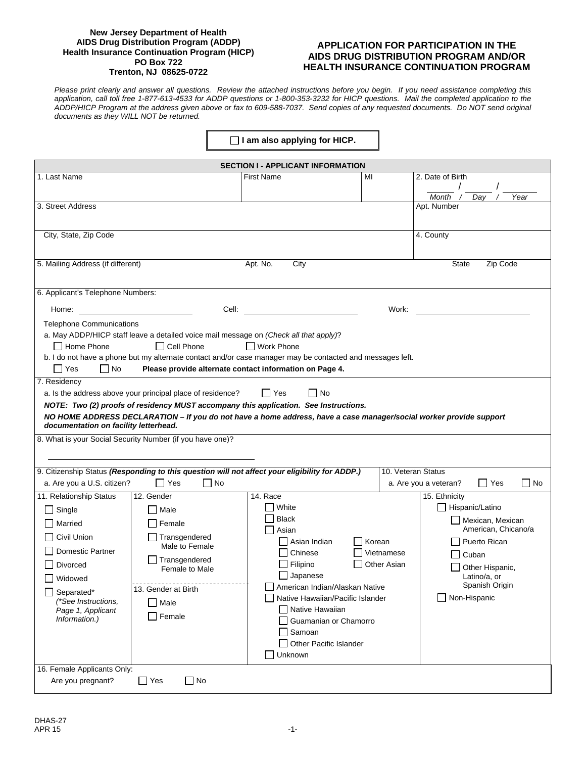**New Jersey Department of Health**
**AIDS Drug Distribution Program (ADDP)**
**Health Insurance Continuation Program (HICP)**
**PO Box 722**
**Trenton, NJ 08625-0722**

## APPLICATION FOR PARTICIPATION IN THE AIDS DRUG DISTRIBUTION PROGRAM AND/OR HEALTH INSURANCE CONTINUATION PROGRAM

*Please print clearly and answer all questions. Review the attached instructions before you begin. If you need assistance completing this application, call toll free 1-877-613-4533 for ADDP questions or 1-800-353-3232 for HICP questions. Mail the completed application to the ADDP/HICP Program at the address given above or fax to 609-588-7037. Send copies of any requested documents. Do NOT send original documents as they WILL NOT be returned.*

☐ **I am also applying for HICP.**

### SECTION I - APPLICANT INFORMATION

1. Last Name ______ First Name ______ MI ______

2. Date of Birth ____ / ____ / ____ (Month / Day / Year)

3. Street Address ______ Apt. Number ______

City, State, Zip Code ______

4. County ______

5. Mailing Address (if different) ______ Apt. No. ______ City ______ State ______ Zip Code ______

6. Applicant's Telephone Numbers:

Home: ______ Cell: ______ Work: ______

Telephone Communications

a. May ADDP/HICP staff leave a detailed voice mail message on *(Check all that apply)*?

☐ Home Phone ☐ Cell Phone ☐ Work Phone

b. I do not have a phone but my alternate contact and/or case manager may be contacted and messages left.

☐ Yes ☐ No **Please provide alternate contact information on Page 4.**

7. Residency

a. Is the address above your principal place of residence? ☐ Yes ☐ No

***NOTE: Two (2) proofs of residency MUST accompany this application. See Instructions.***

***NO HOME ADDRESS DECLARATION – If you do not have a home address, have a case manager/social worker provide support documentation on facility letterhead.***

8. What is your Social Security Number (if you have one)?

______

9. Citizenship Status ***(Responding to this question will not affect your eligibility for ADDP.)***

a. Are you a U.S. citizen? ☐ Yes ☐ No

10. Veteran Status

a. Are you a veteran? ☐ Yes ☐ No

11. Relationship Status

- ☐ Single
- ☐ Married
- ☐ Civil Union
- ☐ Domestic Partner
- ☐ Divorced
- ☐ Widowed
- ☐ Separated* *(*See Instructions, Page 1, Applicant Information.)*

12. Gender

- ☐ Male
- ☐ Female
- ☐ Transgendered Male to Female
- ☐ Transgendered Female to Male

13. Gender at Birth

- ☐ Male
- ☐ Female

14. Race

- ☐ White
- ☐ Black
- ☐ Asian
  - ☐ Asian Indian
  - ☐ Chinese
  - ☐ Filipino
  - ☐ Japanese
  - ☐ Korean
  - ☐ Vietnamese
  - ☐ Other Asian
- ☐ American Indian/Alaskan Native
- ☐ Native Hawaiian/Pacific Islander
  - ☐ Native Hawaiian
  - ☐ Guamanian or Chamorro
  - ☐ Samoan
  - ☐ Other Pacific Islander
- ☐ Unknown

15. Ethnicity

- ☐ Hispanic/Latino
  - ☐ Mexican, Mexican American, Chicano/a
  - ☐ Puerto Rican
  - ☐ Cuban
  - ☐ Other Hispanic, Latino/a, or Spanish Origin
- ☐ Non-Hispanic

16. Female Applicants Only:

Are you pregnant? ☐ Yes ☐ No

DHAS-27
APR 15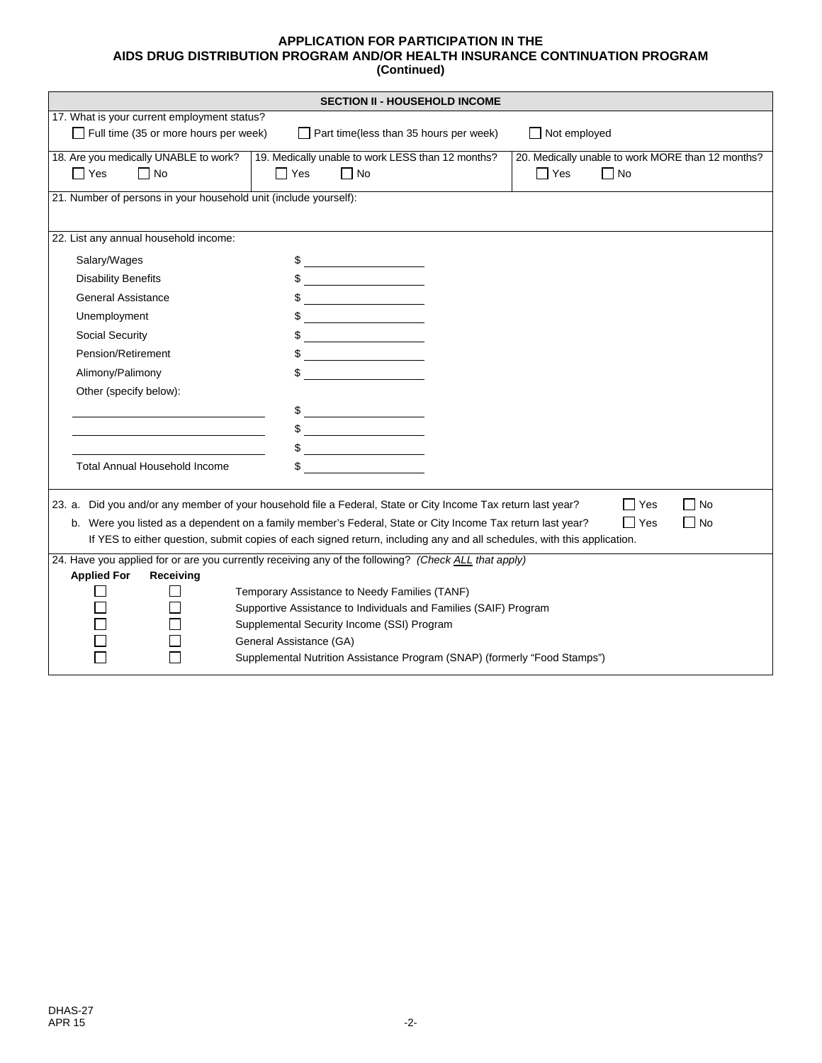# APPLICATION FOR PARTICIPATION IN THE AIDS DRUG DISTRIBUTION PROGRAM AND/OR HEALTH INSURANCE CONTINUATION PROGRAM (Continued)

## SECTION II - HOUSEHOLD INCOME

17. What is your current employment status?

☐ Full time (35 or more hours per week) ☐ Part time(less than 35 hours per week) ☐ Not employed

| | | |
|---|---|---|
| 18. Are you medically UNABLE to work? ☐ Yes ☐ No | 19. Medically unable to work LESS than 12 months? ☐ Yes ☐ No | 20. Medically unable to work MORE than 12 months? ☐ Yes ☐ No |

21. Number of persons in your household unit (include yourself):

22. List any annual household income:

| | |
|---|---|
| Salary/Wages | $ ________ |
| Disability Benefits | $ ________ |
| General Assistance | $ ________ |
| Unemployment | $ ________ |
| Social Security | $ ________ |
| Pension/Retirement | $ ________ |
| Alimony/Palimony | $ ________ |
| Other (specify below): | |
| ________ | $ ________ |
| ________ | $ ________ |
| ________ | $ ________ |
| Total Annual Household Income | $ ________ |

23. a. Did you and/or any member of your household file a Federal, State or City Income Tax return last year? ☐ Yes ☐ No

b. Were you listed as a dependent on a family member's Federal, State or City Income Tax return last year? ☐ Yes ☐ No

If YES to either question, submit copies of each signed return, including any and all schedules, with this application.

24. Have you applied for or are you currently receiving any of the following? *(Check ALL that apply)*

| Applied For | Receiving | |
|---|---|---|
| ☐ | ☐ | Temporary Assistance to Needy Families (TANF) |
| ☐ | ☐ | Supportive Assistance to Individuals and Families (SAIF) Program |
| ☐ | ☐ | Supplemental Security Income (SSI) Program |
| ☐ | ☐ | General Assistance (GA) |
| ☐ | ☐ | Supplemental Nutrition Assistance Program (SNAP) (formerly "Food Stamps") |

DHAS-27
APR 15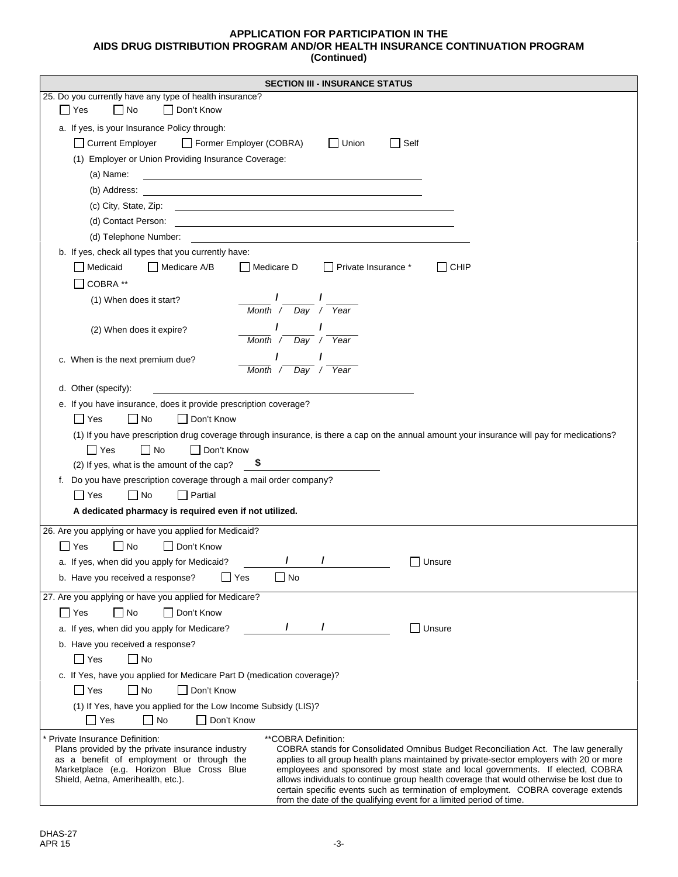**APPLICATION FOR PARTICIPATION IN THE AIDS DRUG DISTRIBUTION PROGRAM AND/OR HEALTH INSURANCE CONTINUATION PROGRAM (Continued)**

## SECTION III - INSURANCE STATUS

25. Do you currently have any type of health insurance?
☐ Yes ☐ No ☐ Don't Know

a. If yes, is your Insurance Policy through:
☐ Current Employer ☐ Former Employer (COBRA) ☐ Union ☐ Self

(1) Employer or Union Providing Insurance Coverage:

(a) Name: ______________________

(b) Address: ______________________

(c) City, State, Zip: ______________________

(d) Contact Person: ______________________

(d) Telephone Number: ______________________

b. If yes, check all types that you currently have:
☐ Medicaid ☐ Medicare A/B ☐ Medicare D ☐ Private Insurance * ☐ CHIP
☐ COBRA **

(1) When does it start? ____ / ____ / ____ (Month / Day / Year)

(2) When does it expire? ____ / ____ / ____ (Month / Day / Year)

c. When is the next premium due? ____ / ____ / ____ (Month / Day / Year)

d. Other (specify): ______________________

e. If you have insurance, does it provide prescription coverage?
☐ Yes ☐ No ☐ Don't Know

(1) If you have prescription drug coverage through insurance, is there a cap on the annual amount your insurance will pay for medications?
☐ Yes ☐ No ☐ Don't Know

(2) If yes, what is the amount of the cap? $ ______________________

f. Do you have prescription coverage through a mail order company?
☐ Yes ☐ No ☐ Partial

**A dedicated pharmacy is required even if not utilized.**

26. Are you applying or have you applied for Medicaid?
☐ Yes ☐ No ☐ Don't Know

a. If yes, when did you apply for Medicaid? ____ / ____ / ____ ☐ Unsure

b. Have you received a response? ☐ Yes ☐ No

27. Are you applying or have you applied for Medicare?
☐ Yes ☐ No ☐ Don't Know

a. If yes, when did you apply for Medicare? ____ / ____ / ____ ☐ Unsure

b. Have you received a response?
☐ Yes ☐ No

c. If Yes, have you applied for Medicare Part D (medication coverage)?
☐ Yes ☐ No ☐ Don't Know

(1) If Yes, have you applied for the Low Income Subsidy (LIS)?
☐ Yes ☐ No ☐ Don't Know

* Private Insurance Definition:
Plans provided by the private insurance industry as a benefit of employment or through the Marketplace (e.g. Horizon Blue Cross Blue Shield, Aetna, Amerihealth, etc.).

**COBRA Definition:
COBRA stands for Consolidated Omnibus Budget Reconciliation Act. The law generally applies to all group health plans maintained by private-sector employers with 20 or more employees and sponsored by most state and local governments. If elected, COBRA allows individuals to continue group health coverage that would otherwise be lost due to certain specific events such as termination of employment. COBRA coverage extends from the date of the qualifying event for a limited period of time.

DHAS-27
APR 15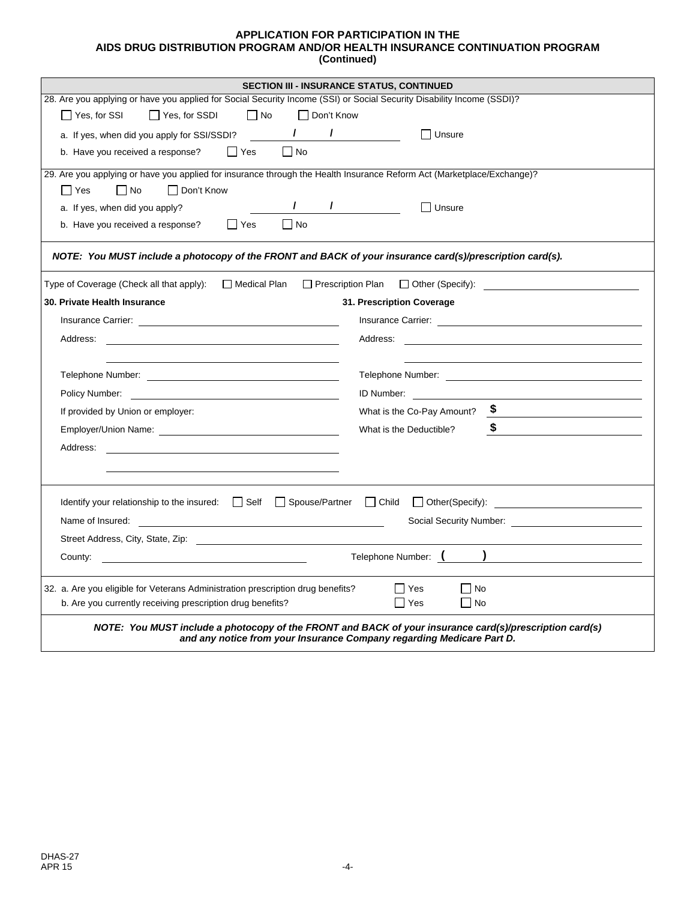## APPLICATION FOR PARTICIPATION IN THE AIDS DRUG DISTRIBUTION PROGRAM AND/OR HEALTH INSURANCE CONTINUATION PROGRAM (Continued)

### SECTION III - INSURANCE STATUS, CONTINUED

28. Are you applying or have you applied for Social Security Income (SSI) or Social Security Disability Income (SSDI)?

☐ Yes, for SSI ☐ Yes, for SSDI ☐ No ☐ Don't Know

a. If yes, when did you apply for SSI/SSDI? ____ / ____ / ____ ☐ Unsure

b. Have you received a response? ☐ Yes ☐ No

29. Are you applying or have you applied for insurance through the Health Insurance Reform Act (Marketplace/Exchange)?

☐ Yes ☐ No ☐ Don't Know

a. If yes, when did you apply? ____ / ____ / ____ ☐ Unsure

b. Have you received a response? ☐ Yes ☐ No

***NOTE: You MUST include a photocopy of the FRONT and BACK of your insurance card(s)/prescription card(s).***

Type of Coverage (Check all that apply): ☐ Medical Plan ☐ Prescription Plan ☐ Other (Specify): ______________

**30. Private Health Insurance**

Insurance Carrier: ______________

Address: ______________

______________

Telephone Number: ______________

Policy Number: ______________

If provided by Union or employer:

Employer/Union Name: ______________

Address: ______________

______________

**31. Prescription Coverage**

Insurance Carrier: ______________

Address: ______________

______________

Telephone Number: ______________

ID Number: ______________

What is the Co-Pay Amount? $ ______________

What is the Deductible? $ ______________

Identify your relationship to the insured: ☐ Self ☐ Spouse/Partner ☐ Child ☐ Other(Specify): ______________

Name of Insured: ______________ Social Security Number: ______________

Street Address, City, State, Zip: ______________

County: ______________ Telephone Number: ( ) ______________

32. a. Are you eligible for Veterans Administration prescription drug benefits? ☐ Yes ☐ No

b. Are you currently receiving prescription drug benefits? ☐ Yes ☐ No

***NOTE: You MUST include a photocopy of the FRONT and BACK of your insurance card(s)/prescription card(s) and any notice from your Insurance Company regarding Medicare Part D.***

DHAS-27
APR 15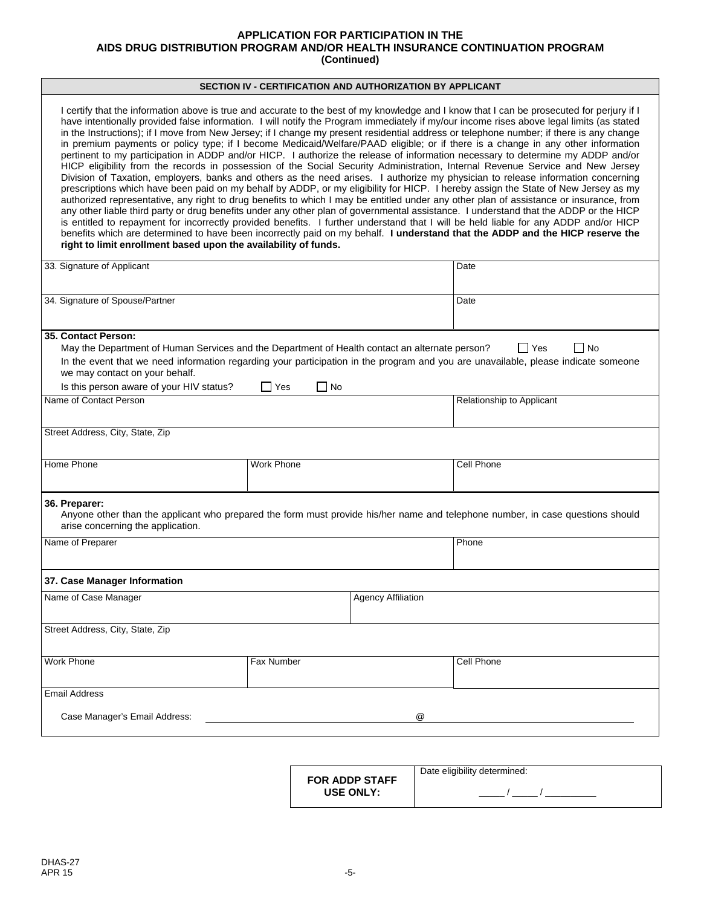**APPLICATION FOR PARTICIPATION IN THE AIDS DRUG DISTRIBUTION PROGRAM AND/OR HEALTH INSURANCE CONTINUATION PROGRAM (Continued)**

## SECTION IV - CERTIFICATION AND AUTHORIZATION BY APPLICANT

I certify that the information above is true and accurate to the best of my knowledge and I know that I can be prosecuted for perjury if I have intentionally provided false information. I will notify the Program immediately if my/our income rises above legal limits (as stated in the Instructions); if I move from New Jersey; if I change my present residential address or telephone number; if there is any change in premium payments or policy type; if I become Medicaid/Welfare/PAAD eligible; or if there is a change in any other information pertinent to my participation in ADDP and/or HICP. I authorize the release of information necessary to determine my ADDP and/or HICP eligibility from the records in possession of the Social Security Administration, Internal Revenue Service and New Jersey Division of Taxation, employers, banks and others as the need arises. I authorize my physician to release information concerning prescriptions which have been paid on my behalf by ADDP, or my eligibility for HICP. I hereby assign the State of New Jersey as my authorized representative, any right to drug benefits to which I may be entitled under any other plan of assistance or insurance, from any other liable third party or drug benefits under any other plan of governmental assistance. I understand that the ADDP or the HICP is entitled to repayment for incorrectly provided benefits. I further understand that I will be held liable for any ADDP and/or HICP benefits which are determined to have been incorrectly paid on my behalf. **I understand that the ADDP and the HICP reserve the right to limit enrollment based upon the availability of funds.**

| | |
|---|---|
| 33. Signature of Applicant | Date |
| 34. Signature of Spouse/Partner | Date |

**35. Contact Person:**

May the Department of Human Services and the Department of Health contact an alternate person? ☐ Yes ☐ No

In the event that we need information regarding your participation in the program and you are unavailable, please indicate someone we may contact on your behalf.

Is this person aware of your HIV status? ☐ Yes ☐ No

| | | |
|---|---|---|
| Name of Contact Person | | Relationship to Applicant |
| Street Address, City, State, Zip | | |
| Home Phone | Work Phone | Cell Phone |

**36. Preparer:**

Anyone other than the applicant who prepared the form must provide his/her name and telephone number, in case questions should arise concerning the application.

| | |
|---|---|
| Name of Preparer | Phone |

**37. Case Manager Information**

| | | |
|---|---|---|
| Name of Case Manager | Agency Affiliation | |
| Street Address, City, State, Zip | | |
| Work Phone | Fax Number | Cell Phone |
| Email Address | | |

Case Manager's Email Address: ______________________ @ ______________________

| | |
|---|---|
| **FOR ADDP STAFF USE ONLY:** | Date eligibility determined: _____ / _____ / _________ |

DHAS-27
APR 15